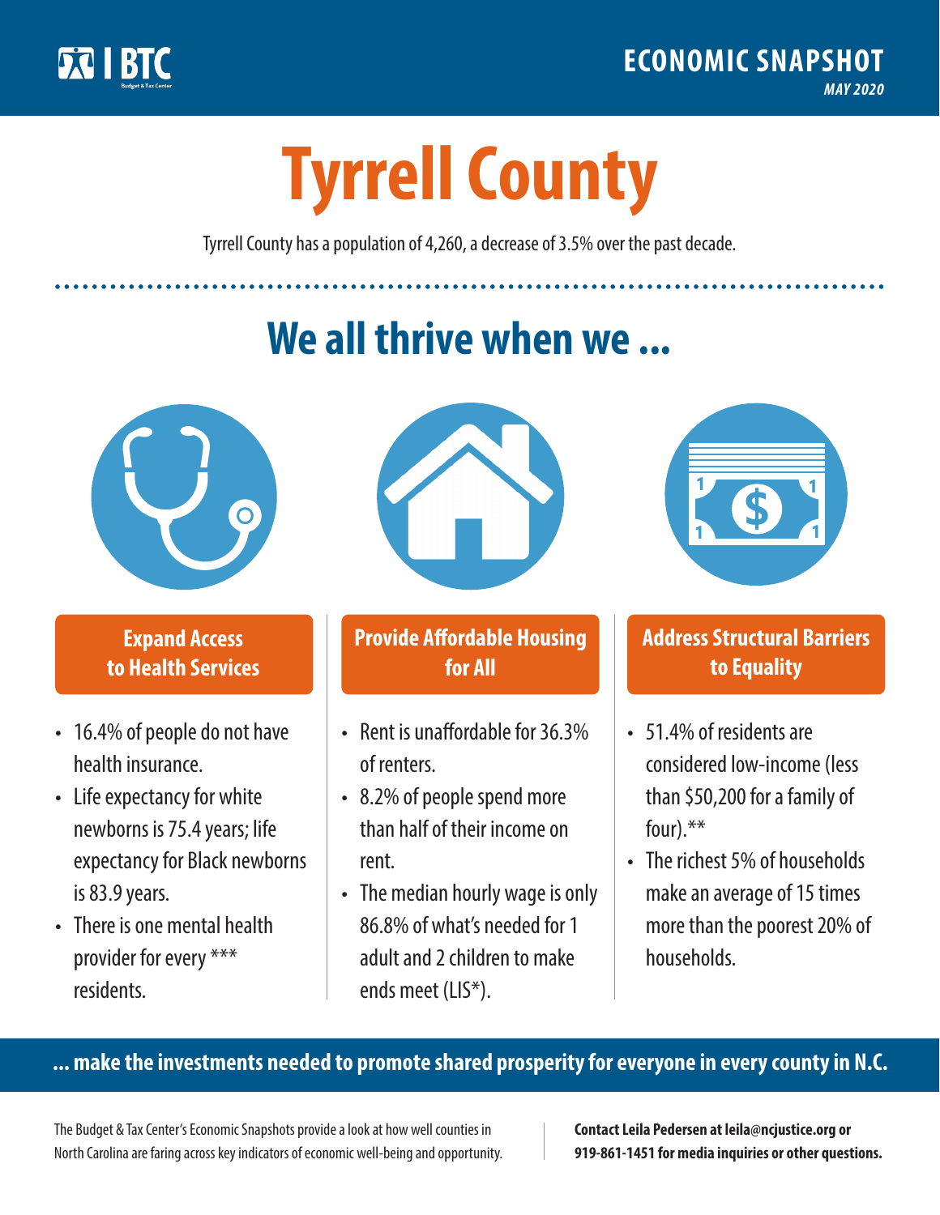BTC Budget & Tax Center

ECONOMIC SNAPSHOT

*MAY 2020*

# Tyrrell County

Tyrrell County has a population of 4,260, a decrease of 3.5% over the past decade.

## We all thrive when we ...

### Expand Access to Health Services

- 16.4% of people do not have health insurance.
- Life expectancy for white newborns is 75.4 years; life expectancy for Black newborns is 83.9 years.
- There is one mental health provider for every *** residents.

### Provide Affordable Housing for All

- Rent is unaffordable for 36.3% of renters.
- 8.2% of people spend more than half of their income on rent.
- The median hourly wage is only 86.8% of what's needed for 1 adult and 2 children to make ends meet (LIS*).

### Address Structural Barriers to Equality

- 51.4% of residents are considered low-income (less than $50,200 for a family of four).**
- The richest 5% of households make an average of 15 times more than the poorest 20% of households.

**... make the investments needed to promote shared prosperity for everyone in every county in N.C.**

The Budget & Tax Center's Economic Snapshots provide a look at how well counties in North Carolina are faring across key indicators of economic well-being and opportunity.

**Contact Leila Pedersen at leila@ncjustice.org or 919-861-1451 for media inquiries or other questions.**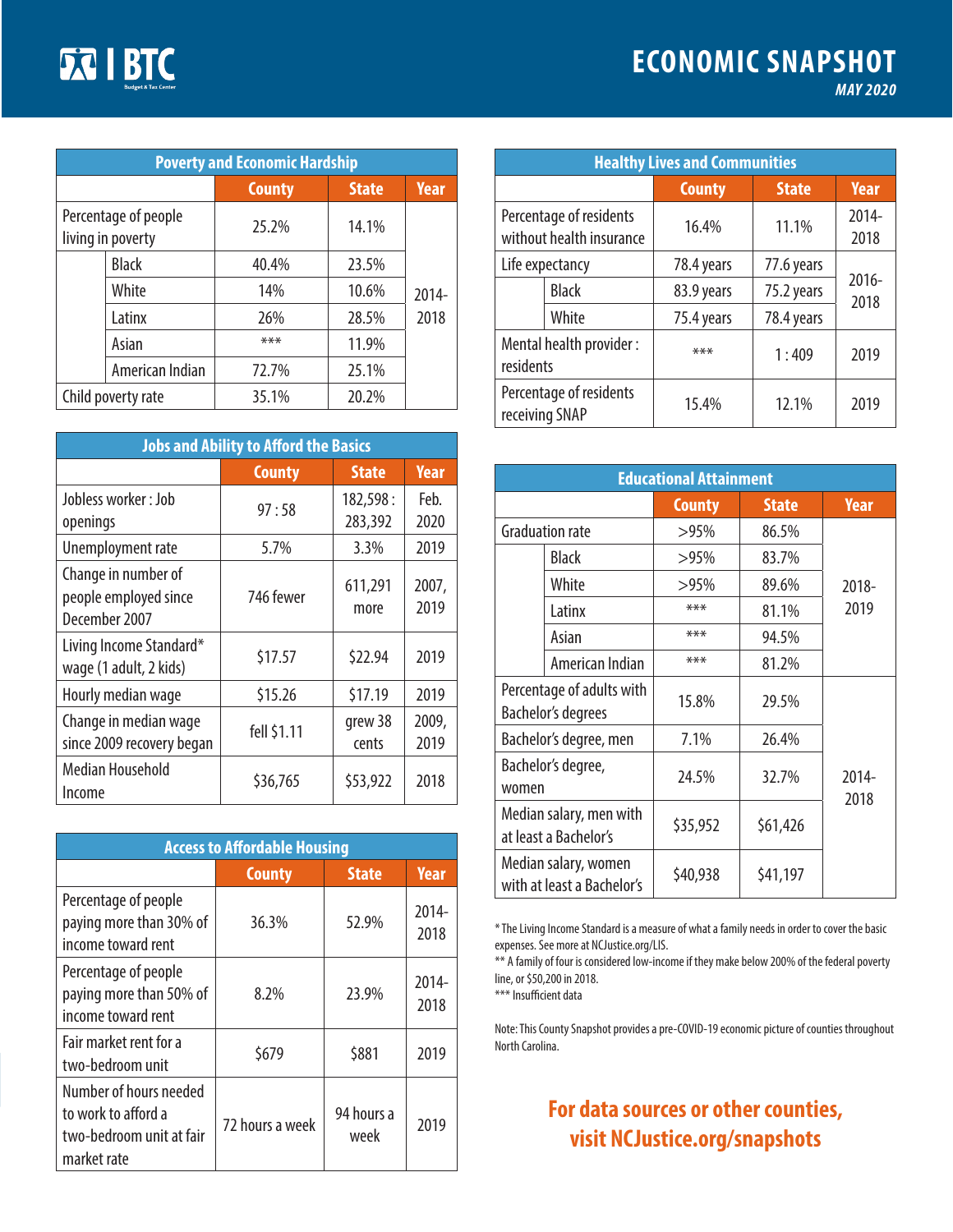BTC

# ECONOMIC SNAPSHOT

*MAY 2020*

## Poverty and Economic Hardship

| | | County | State | Year |
|---|---|---|---|---|
| Percentage of people living in poverty | | 25.2% | 14.1% | 2014-2018 |
| | Black | 40.4% | 23.5% | |
| | White | 14% | 10.6% | |
| | Latinx | 26% | 28.5% | |
| | Asian | *** | 11.9% | |
| | American Indian | 72.7% | 25.1% | |
| Child poverty rate | | 35.1% | 20.2% | |

## Jobs and Ability to Afford the Basics

| | County | State | Year |
|---|---|---|---|
| Jobless worker : Job openings | 97 : 58 | 182,598 : 283,392 | Feb. 2020 |
| Unemployment rate | 5.7% | 3.3% | 2019 |
| Change in number of people employed since December 2007 | 746 fewer | 611,291 more | 2007, 2019 |
| Living Income Standard* wage (1 adult, 2 kids) | $17.57 | $22.94 | 2019 |
| Hourly median wage | $15.26 | $17.19 | 2019 |
| Change in median wage since 2009 recovery began | fell $1.11 | grew 38 cents | 2009, 2019 |
| Median Household Income | $36,765 | $53,922 | 2018 |

## Access to Affordable Housing

| | County | State | Year |
|---|---|---|---|
| Percentage of people paying more than 30% of income toward rent | 36.3% | 52.9% | 2014-2018 |
| Percentage of people paying more than 50% of income toward rent | 8.2% | 23.9% | 2014-2018 |
| Fair market rent for a two-bedroom unit | $679 | $881 | 2019 |
| Number of hours needed to work to afford a two-bedroom unit at fair market rate | 72 hours a week | 94 hours a week | 2019 |

## Healthy Lives and Communities

| | | County | State | Year |
|---|---|---|---|---|
| Percentage of residents without health insurance | | 16.4% | 11.1% | 2014-2018 |
| Life expectancy | | 78.4 years | 77.6 years | 2016-2018 |
| | Black | 83.9 years | 75.2 years | |
| | White | 75.4 years | 78.4 years | |
| Mental health provider : residents | | *** | 1 : 409 | 2019 |
| Percentage of residents receiving SNAP | | 15.4% | 12.1% | 2019 |

## Educational Attainment

| | | County | State | Year |
|---|---|---|---|---|
| Graduation rate | | >95% | 86.5% | 2018-2019 |
| | Black | >95% | 83.7% | |
| | White | >95% | 89.6% | |
| | Latinx | *** | 81.1% | |
| | Asian | *** | 94.5% | |
| | American Indian | *** | 81.2% | |
| Percentage of adults with Bachelor's degrees | | 15.8% | 29.5% | 2014-2018 |
| Bachelor's degree, men | | 7.1% | 26.4% | |
| Bachelor's degree, women | | 24.5% | 32.7% | |
| Median salary, men with at least a Bachelor's | | $35,952 | $61,426 | |
| Median salary, women with at least a Bachelor's | | $40,938 | $41,197 | |

* The Living Income Standard is a measure of what a family needs in order to cover the basic expenses. See more at NCJustice.org/LIS.
** A family of four is considered low-income if they make below 200% of the federal poverty line, or $50,200 in 2018.
*** Insufficient data

Note: This County Snapshot provides a pre-COVID-19 economic picture of counties throughout North Carolina.

**For data sources or other counties, visit NCJustice.org/snapshots**